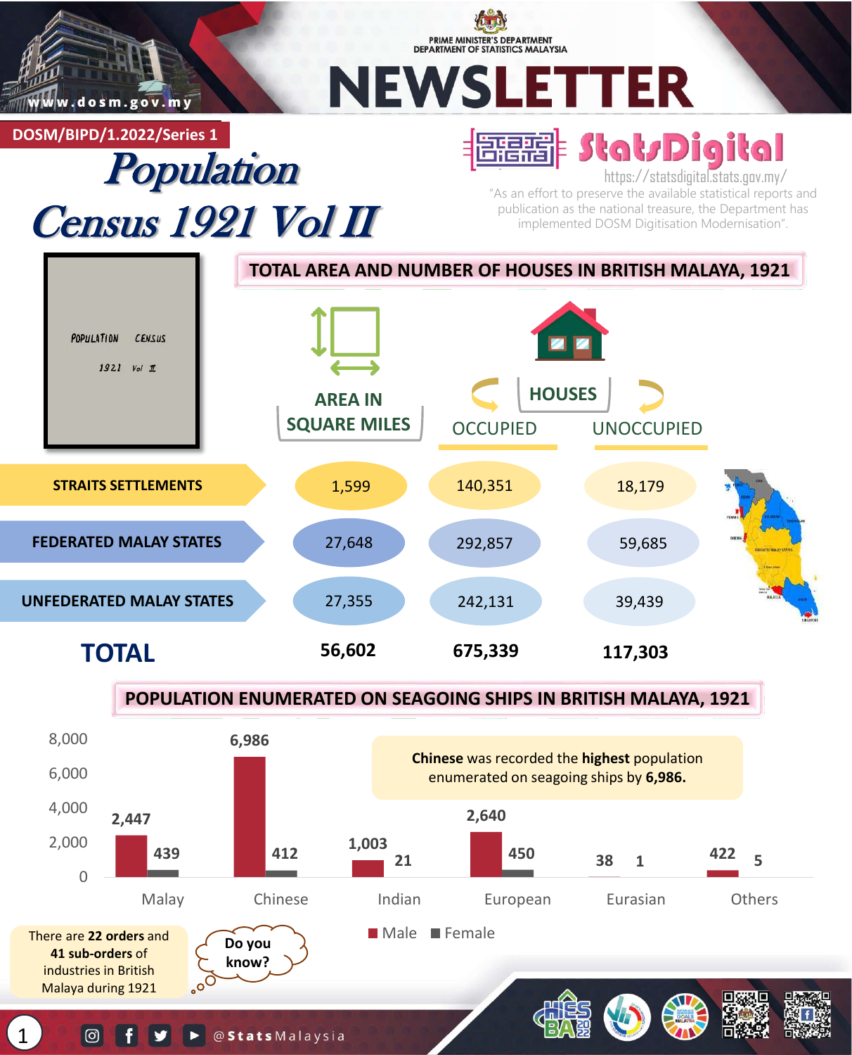PRIME MINISTER'S DEPARTMENT
DEPARTMENT OF STATISTICS MALAYSIA

# NEWSLETTER

www.dosm.gov.my

DOSM/BIPD/1.2022/Series 1

# Population Census 1921 Vol II

**StatsDigital**
https://statsdigital.stats.gov.my/

"As an effort to preserve the available statistical reports and publication as the national treasure, the Department has implemented DOSM Digitisation Modernisation".

POPULATION CENSUS 1921 Vol II

## TOTAL AREA AND NUMBER OF HOUSES IN BRITISH MALAYA, 1921

| | AREA IN SQUARE MILES | HOUSES OCCUPIED | HOUSES UNOCCUPIED |
|---|---|---|---|
| STRAITS SETTLEMENTS | 1,599 | 140,351 | 18,179 |
| FEDERATED MALAY STATES | 27,648 | 292,857 | 59,685 |
| UNFEDERATED MALAY STATES | 27,355 | 242,131 | 39,439 |
| **TOTAL** | **56,602** | **675,339** | **117,303** |

## POPULATION ENUMERATED ON SEAGOING SHIPS IN BRITISH MALAYA, 1921

| | Male | Female |
|---|---|---|
| Malay | 2,447 | 439 |
| Chinese | 6,986 | 412 |
| Indian | 1,003 | 21 |
| European | 2,640 | 450 |
| Eurasian | 38 | 1 |
| Others | 422 | 5 |

**Chinese** was recorded the **highest** population enumerated on seagoing ships by **6,986.**

**Do you know?**

There are **22 orders** and **41 sub-orders** of industries in British Malaya during 1921

@StatsMalaysia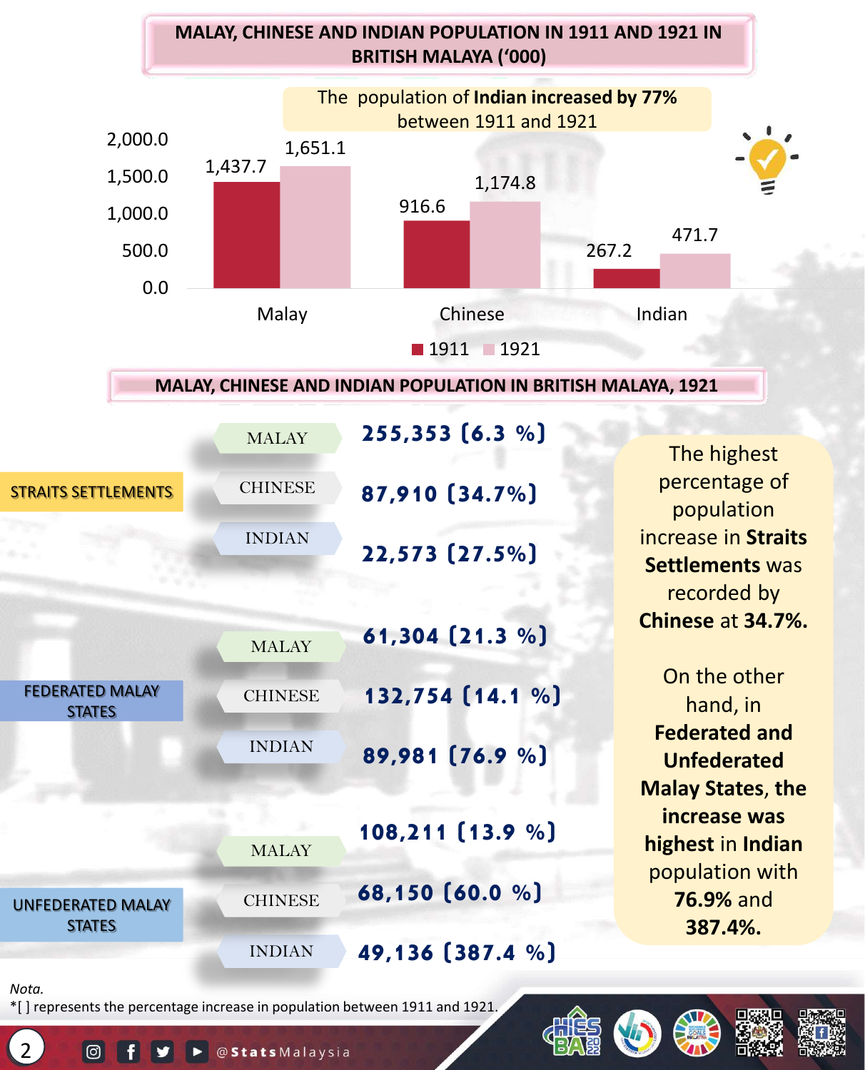## MALAY, CHINESE AND INDIAN POPULATION IN 1911 AND 1921 IN BRITISH MALAYA ('000)

The population of **Indian increased by 77%** between 1911 and 1921

| | 1911 | 1921 |
|---|---|---|
| Malay | 1,437.7 | 1,651.1 |
| Chinese | 916.6 | 1,174.8 |
| Indian | 267.2 | 471.7 |

## MALAY, CHINESE AND INDIAN POPULATION IN BRITISH MALAYA, 1921

| Region | Ethnic group | Population |
|---|---|---|
| STRAITS SETTLEMENTS | MALAY | 255,353 [6.3 %] |
| | CHINESE | 87,910 [34.7%] |
| | INDIAN | 22,573 [27.5%] |
| FEDERATED MALAY STATES | MALAY | 61,304 [21.3 %] |
| | CHINESE | 132,754 [14.1 %] |
| | INDIAN | 89,981 [76.9 %] |
| UNFEDERATED MALAY STATES | MALAY | 108,211 [13.9 %] |
| | CHINESE | 68,150 [60.0 %] |
| | INDIAN | 49,136 [387.4 %] |

The highest percentage of population increase in **Straits Settlements** was recorded by **Chinese** at **34.7%.**

On the other hand, in **Federated and Unfederated Malay States**, **the increase was highest** in **Indian** population with **76.9%** and **387.4%.**

*Nota.*

*[ ] represents the percentage increase in population between 1911 and 1921.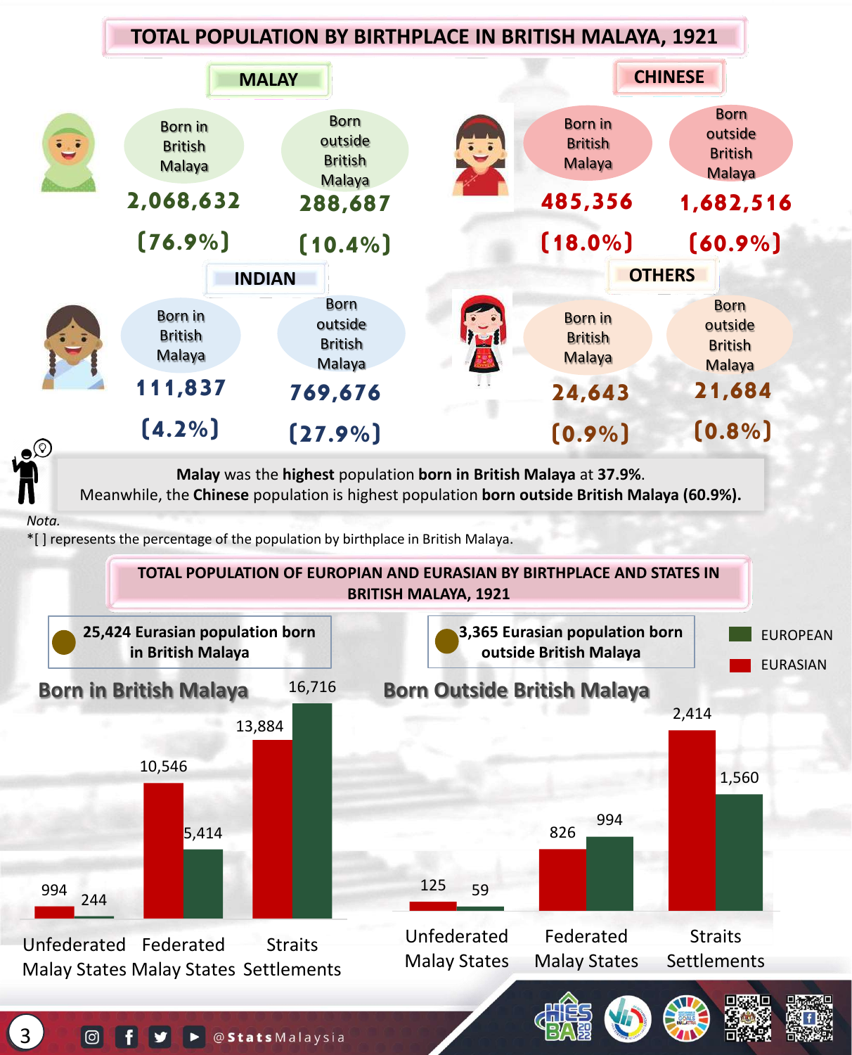# TOTAL POPULATION BY BIRTHPLACE IN BRITISH MALAYA, 1921

## MALAY

Born in British Malaya
2,068,632
(76.9%)

Born outside British Malaya
288,687
(10.4%)

## CHINESE

Born in British Malaya
485,356
(18.0%)

Born outside British Malaya
1,682,516
(60.9%)

## INDIAN

Born in British Malaya
111,837
(4.2%)

Born outside British Malaya
769,676
(27.9%)

## OTHERS

Born in British Malaya
24,643
(0.9%)

Born outside British Malaya
21,684
(0.8%)

**Malay** was the **highest** population **born in British Malaya** at **37.9%**.
Meanwhile, the **Chinese** population is highest population **born outside British Malaya (60.9%).**

*Nota.*
*[ ] represents the percentage of the population by birthplace in British Malaya.

# TOTAL POPULATION OF EUROPIAN AND EURASIAN BY BIRTHPLACE AND STATES IN BRITISH MALAYA, 1921

**25,424 Eurasian population born in British Malaya**

**3,365 Eurasian population born outside British Malaya**

EUROPEAN
EURASIAN

## Born in British Malaya

Unfederated Malay States: 994, 244
Federated Malay States: 10,546, 5,414
Straits Settlements: 13,884, 16,716

## Born Outside British Malaya

Unfederated Malay States: 125, 59
Federated Malay States: 826, 994
Straits Settlements: 2,414, 1,560